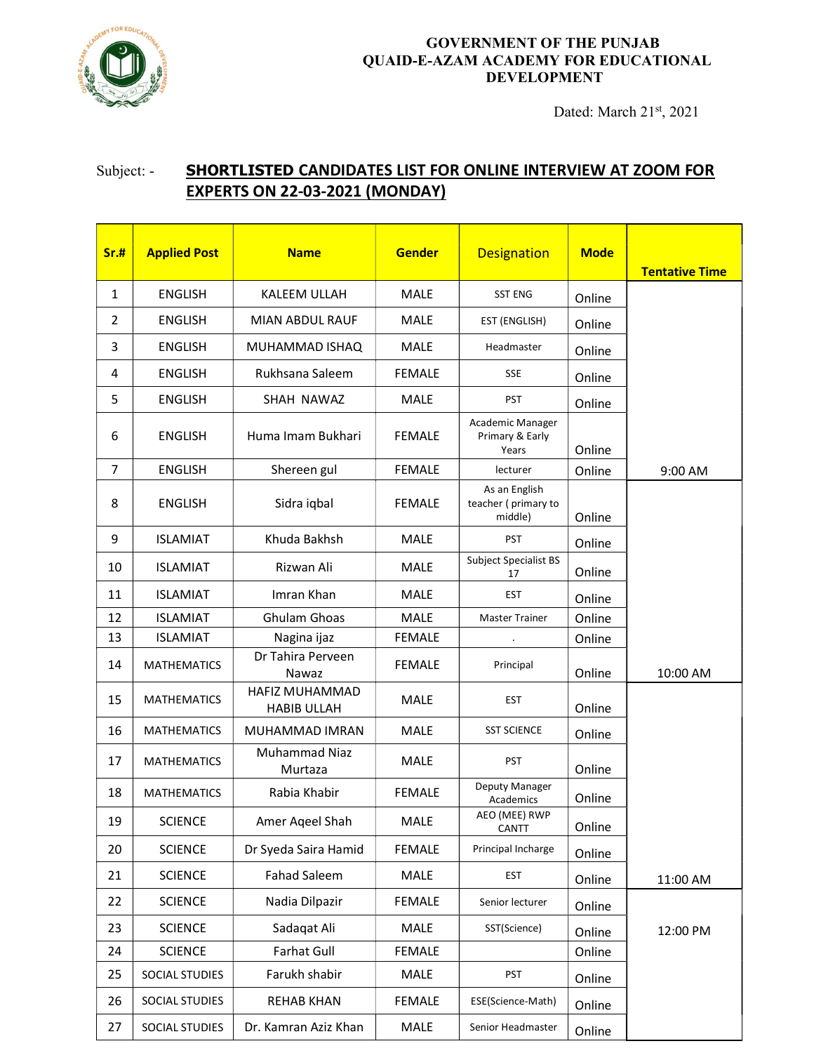GOVERNMENT OF THE PUNJAB
QUAID-E-AZAM ACADEMY FOR EDUCATIONAL DEVELOPMENT

Dated: March 21st, 2021

Subject: - **SHORTLISTED CANDIDATES LIST FOR ONLINE INTERVIEW AT ZOOM FOR EXPERTS ON 22-03-2021 (MONDAY)**

| Sr.# | Applied Post | Name | Gender | Designation | Mode | Tentative Time |
|---|---|---|---|---|---|---|
| 1 | ENGLISH | KALEEM ULLAH | MALE | SST ENG | Online | 9:00 AM |
| 2 | ENGLISH | MIAN ABDUL RAUF | MALE | EST (ENGLISH) | Online | |
| 3 | ENGLISH | MUHAMMAD ISHAQ | MALE | Headmaster | Online | |
| 4 | ENGLISH | Rukhsana Saleem | FEMALE | SSE | Online | |
| 5 | ENGLISH | SHAH NAWAZ | MALE | PST | Online | |
| 6 | ENGLISH | Huma Imam Bukhari | FEMALE | Academic Manager Primary & Early Years | Online | |
| 7 | ENGLISH | Shereen gul | FEMALE | lecturer | Online | |
| 8 | ENGLISH | Sidra iqbal | FEMALE | As an English teacher ( primary to middle) | Online | 10:00 AM |
| 9 | ISLAMIAT | Khuda Bakhsh | MALE | PST | Online | |
| 10 | ISLAMIAT | Rizwan Ali | MALE | Subject Specialist BS 17 | Online | |
| 11 | ISLAMIAT | Imran Khan | MALE | EST | Online | |
| 12 | ISLAMIAT | Ghulam Ghoas | MALE | Master Trainer | Online | |
| 13 | ISLAMIAT | Nagina ijaz | FEMALE | . | Online | |
| 14 | MATHEMATICS | Dr Tahira Perveen Nawaz | FEMALE | Principal | Online | |
| 15 | MATHEMATICS | HAFIZ MUHAMMAD HABIB ULLAH | MALE | EST | Online | 11:00 AM |
| 16 | MATHEMATICS | MUHAMMAD IMRAN | MALE | SST SCIENCE | Online | |
| 17 | MATHEMATICS | Muhammad Niaz Murtaza | MALE | PST | Online | |
| 18 | MATHEMATICS | Rabia Khabir | FEMALE | Deputy Manager Academics | Online | |
| 19 | SCIENCE | Amer Aqeel Shah | MALE | AEO (MEE) RWP CANTT | Online | |
| 20 | SCIENCE | Dr Syeda Saira Hamid | FEMALE | Principal Incharge | Online | |
| 21 | SCIENCE | Fahad Saleem | MALE | EST | Online | |
| 22 | SCIENCE | Nadia Dilpazir | FEMALE | Senior lecturer | Online | 12:00 PM |
| 23 | SCIENCE | Sadaqat Ali | MALE | SST(Science) | Online | |
| 24 | SCIENCE | Farhat Gull | FEMALE | | Online | |
| 25 | SOCIAL STUDIES | Farukh shabir | MALE | PST | Online | |
| 26 | SOCIAL STUDIES | REHAB KHAN | FEMALE | ESE(Science-Math) | Online | |
| 27 | SOCIAL STUDIES | Dr. Kamran Aziz Khan | MALE | Senior Headmaster | Online | |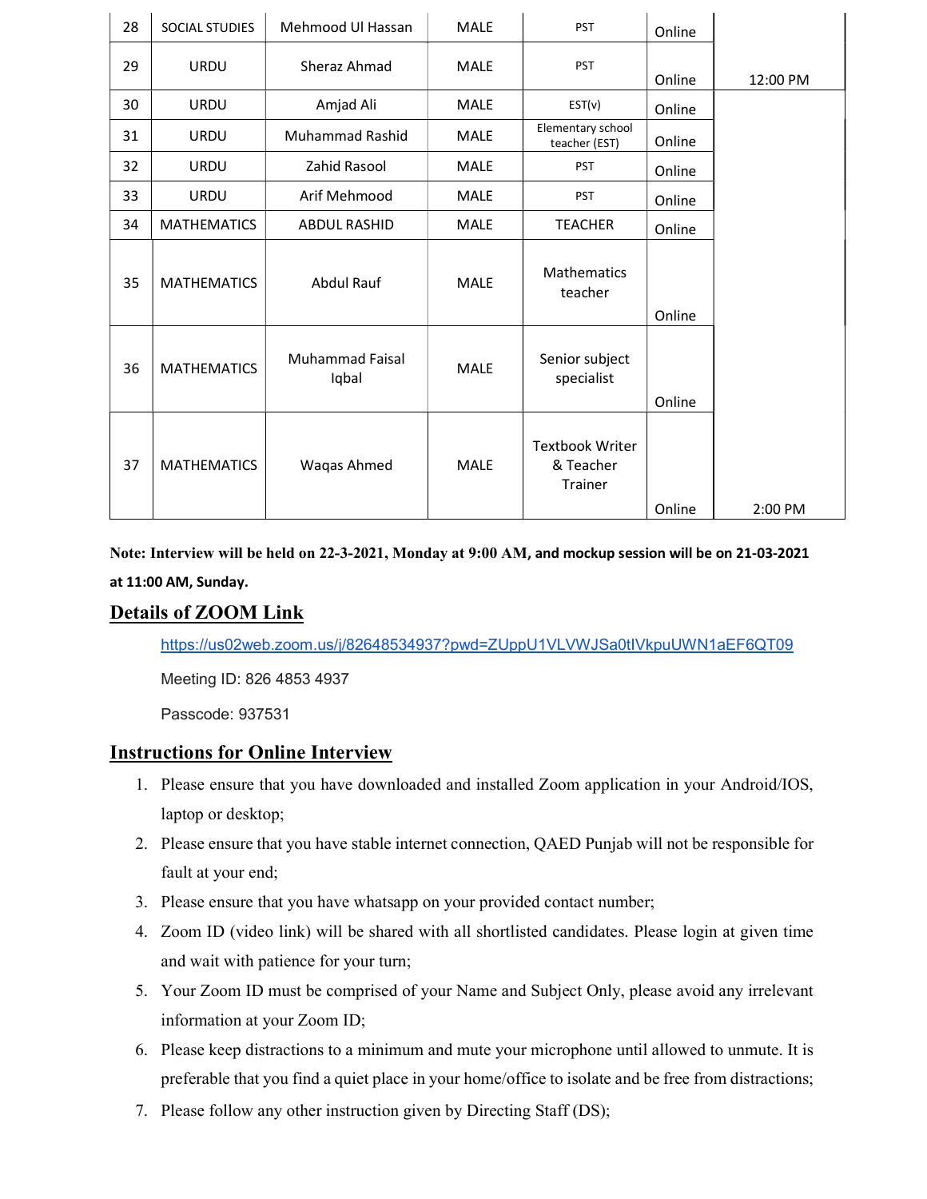| | | | | | | |
|---|---|---|---|---|---|---|
| 28 | SOCIAL STUDIES | Mehmood Ul Hassan | MALE | PST | Online | |
| 29 | URDU | Sheraz Ahmad | MALE | PST | Online | 12:00 PM |
| 30 | URDU | Amjad Ali | MALE | EST(v) | Online | |
| 31 | URDU | Muhammad Rashid | MALE | Elementary school teacher (EST) | Online | |
| 32 | URDU | Zahid Rasool | MALE | PST | Online | |
| 33 | URDU | Arif Mehmood | MALE | PST | Online | |
| 34 | MATHEMATICS | ABDUL RASHID | MALE | TEACHER | Online | |
| 35 | MATHEMATICS | Abdul Rauf | MALE | Mathematics teacher | Online | |
| 36 | MATHEMATICS | Muhammad Faisal Iqbal | MALE | Senior subject specialist | Online | |
| 37 | MATHEMATICS | Waqas Ahmed | MALE | Textbook Writer & Teacher Trainer | Online | 2:00 PM |

**Note: Interview will be held on 22-3-2021, Monday at 9:00 AM, and mockup session will be on 21-03-2021 at 11:00 AM, Sunday.**

## Details of ZOOM Link

https://us02web.zoom.us/j/82648534937?pwd=ZUppU1VLVWJSa0tIVkpuUWN1aEF6QT09

Meeting ID: 826 4853 4937

Passcode: 937531

## Instructions for Online Interview

1. Please ensure that you have downloaded and installed Zoom application in your Android/IOS, laptop or desktop;
2. Please ensure that you have stable internet connection, QAED Punjab will not be responsible for fault at your end;
3. Please ensure that you have whatsapp on your provided contact number;
4. Zoom ID (video link) will be shared with all shortlisted candidates. Please login at given time and wait with patience for your turn;
5. Your Zoom ID must be comprised of your Name and Subject Only, please avoid any irrelevant information at your Zoom ID;
6. Please keep distractions to a minimum and mute your microphone until allowed to unmute. It is preferable that you find a quiet place in your home/office to isolate and be free from distractions;
7. Please follow any other instruction given by Directing Staff (DS);